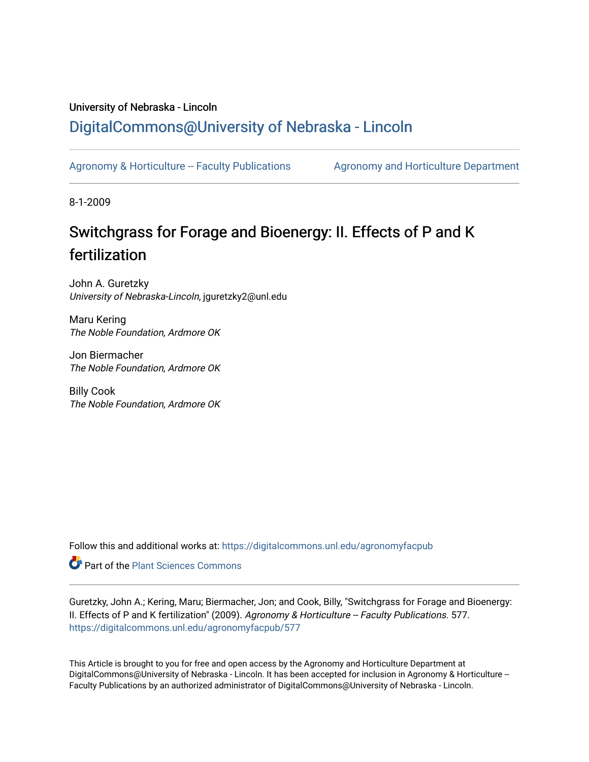University of Nebraska - Lincoln

## DigitalCommons@University of Nebraska - Lincoln

Agronomy & Horticulture -- Faculty Publications | Agronomy and Horticulture Department

8-1-2009

# Switchgrass for Forage and Bioenergy: II. Effects of P and K fertilization

John A. Guretzky
*University of Nebraska-Lincoln*, jguretzky2@unl.edu

Maru Kering
*The Noble Foundation, Ardmore OK*

Jon Biermacher
*The Noble Foundation, Ardmore OK*

Billy Cook
*The Noble Foundation, Ardmore OK*

Follow this and additional works at: https://digitalcommons.unl.edu/agronomyfacpub

Part of the Plant Sciences Commons

Guretzky, John A.; Kering, Maru; Biermacher, Jon; and Cook, Billy, "Switchgrass for Forage and Bioenergy: II. Effects of P and K fertilization" (2009). *Agronomy & Horticulture -- Faculty Publications*. 577.
https://digitalcommons.unl.edu/agronomyfacpub/577

This Article is brought to you for free and open access by the Agronomy and Horticulture Department at DigitalCommons@University of Nebraska - Lincoln. It has been accepted for inclusion in Agronomy & Horticulture -- Faculty Publications by an authorized administrator of DigitalCommons@University of Nebraska - Lincoln.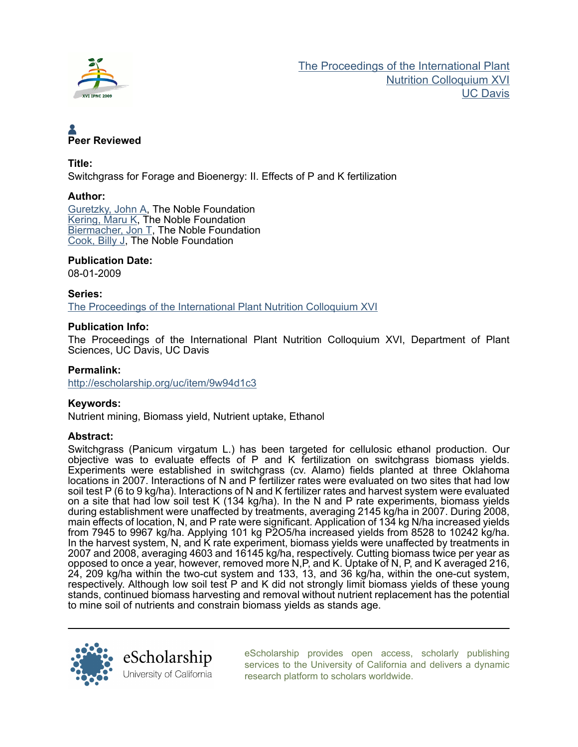The Proceedings of the International Plant Nutrition Colloquium XVI
UC Davis

**Peer Reviewed**

**Title:**

Switchgrass for Forage and Bioenergy: II. Effects of P and K fertilization

**Author:**

Guretzky, John A, The Noble Foundation
Kering, Maru K, The Noble Foundation
Biermacher, Jon T, The Noble Foundation
Cook, Billy J, The Noble Foundation

**Publication Date:**

08-01-2009

**Series:**

The Proceedings of the International Plant Nutrition Colloquium XVI

**Publication Info:**

The Proceedings of the International Plant Nutrition Colloquium XVI, Department of Plant Sciences, UC Davis, UC Davis

**Permalink:**

http://escholarship.org/uc/item/9w94d1c3

**Keywords:**

Nutrient mining, Biomass yield, Nutrient uptake, Ethanol

**Abstract:**

Switchgrass (Panicum virgatum L.) has been targeted for cellulosic ethanol production. Our objective was to evaluate effects of P and K fertilization on switchgrass biomass yields. Experiments were established in switchgrass (cv. Alamo) fields planted at three Oklahoma locations in 2007. Interactions of N and P fertilizer rates were evaluated on two sites that had low soil test P (6 to 9 kg/ha). Interactions of N and K fertilizer rates and harvest system were evaluated on a site that had low soil test K (134 kg/ha). In the N and P rate experiments, biomass yields during establishment were unaffected by treatments, averaging 2145 kg/ha in 2007. During 2008, main effects of location, N, and P rate were significant. Application of 134 kg N/ha increased yields from 7945 to 9967 kg/ha. Applying 101 kg $P_2O_5$/ha increased yields from 8528 to 10242 kg/ha. In the harvest system, N, and K rate experiment, biomass yields were unaffected by treatments in 2007 and 2008, averaging 4603 and 16145 kg/ha, respectively. Cutting biomass twice per year as opposed to once a year, however, removed more N,P, and K. Uptake of N, P, and K averaged 216, 24, 209 kg/ha within the two-cut system and 133, 13, and 36 kg/ha, within the one-cut system, respectively. Although low soil test P and K did not strongly limit biomass yields of these young stands, continued biomass harvesting and removal without nutrient replacement has the potential to mine soil of nutrients and constrain biomass yields as stands age.

eScholarship provides open access, scholarly publishing services to the University of California and delivers a dynamic research platform to scholars worldwide.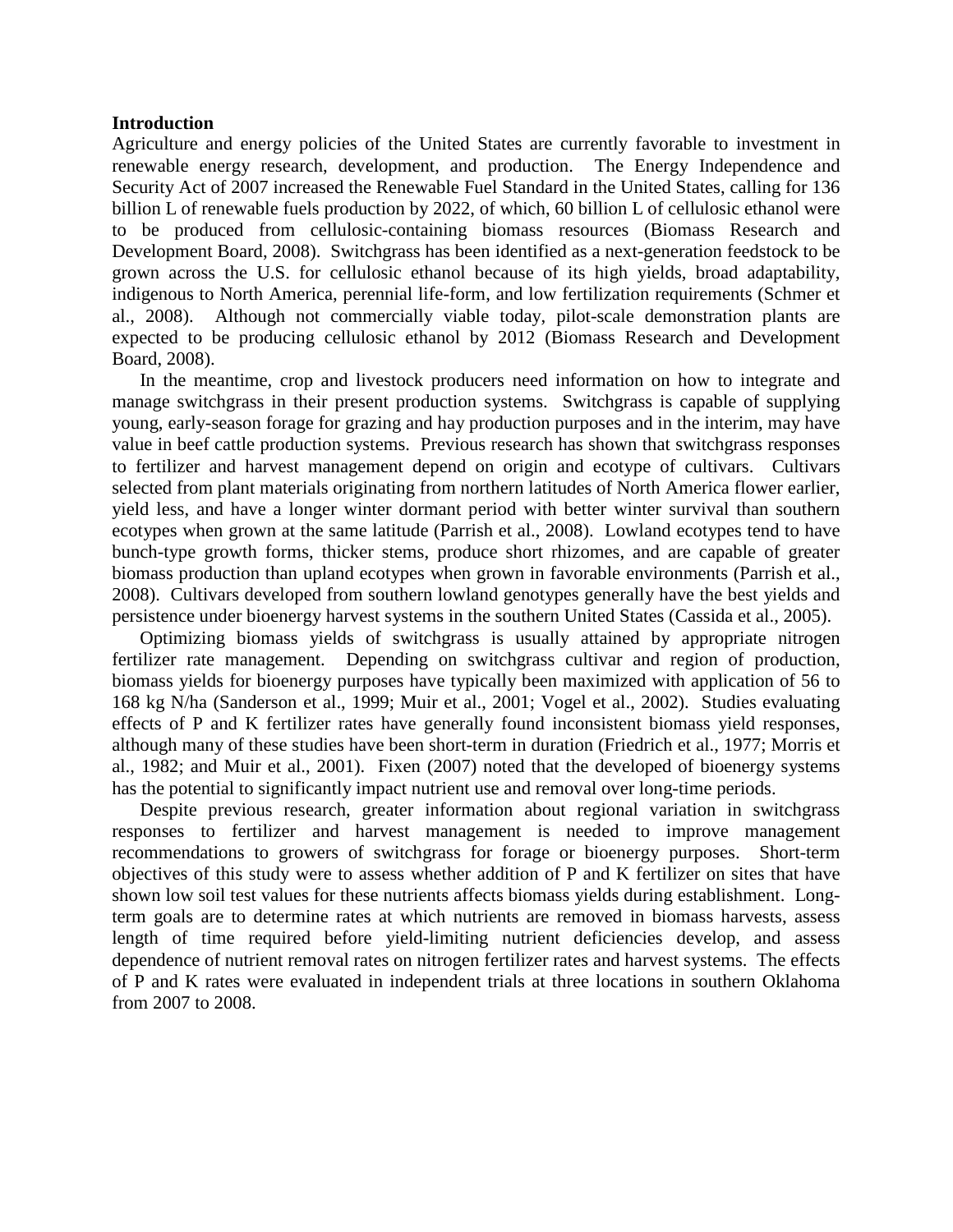**Introduction**

Agriculture and energy policies of the United States are currently favorable to investment in renewable energy research, development, and production. The Energy Independence and Security Act of 2007 increased the Renewable Fuel Standard in the United States, calling for 136 billion L of renewable fuels production by 2022, of which, 60 billion L of cellulosic ethanol were to be produced from cellulosic-containing biomass resources (Biomass Research and Development Board, 2008). Switchgrass has been identified as a next-generation feedstock to be grown across the U.S. for cellulosic ethanol because of its high yields, broad adaptability, indigenous to North America, perennial life-form, and low fertilization requirements (Schmer et al., 2008). Although not commercially viable today, pilot-scale demonstration plants are expected to be producing cellulosic ethanol by 2012 (Biomass Research and Development Board, 2008).

In the meantime, crop and livestock producers need information on how to integrate and manage switchgrass in their present production systems. Switchgrass is capable of supplying young, early-season forage for grazing and hay production purposes and in the interim, may have value in beef cattle production systems. Previous research has shown that switchgrass responses to fertilizer and harvest management depend on origin and ecotype of cultivars. Cultivars selected from plant materials originating from northern latitudes of North America flower earlier, yield less, and have a longer winter dormant period with better winter survival than southern ecotypes when grown at the same latitude (Parrish et al., 2008). Lowland ecotypes tend to have bunch-type growth forms, thicker stems, produce short rhizomes, and are capable of greater biomass production than upland ecotypes when grown in favorable environments (Parrish et al., 2008). Cultivars developed from southern lowland genotypes generally have the best yields and persistence under bioenergy harvest systems in the southern United States (Cassida et al., 2005).

Optimizing biomass yields of switchgrass is usually attained by appropriate nitrogen fertilizer rate management. Depending on switchgrass cultivar and region of production, biomass yields for bioenergy purposes have typically been maximized with application of 56 to 168 kg N/ha (Sanderson et al., 1999; Muir et al., 2001; Vogel et al., 2002). Studies evaluating effects of P and K fertilizer rates have generally found inconsistent biomass yield responses, although many of these studies have been short-term in duration (Friedrich et al., 1977; Morris et al., 1982; and Muir et al., 2001). Fixen (2007) noted that the developed of bioenergy systems has the potential to significantly impact nutrient use and removal over long-time periods.

Despite previous research, greater information about regional variation in switchgrass responses to fertilizer and harvest management is needed to improve management recommendations to growers of switchgrass for forage or bioenergy purposes. Short-term objectives of this study were to assess whether addition of P and K fertilizer on sites that have shown low soil test values for these nutrients affects biomass yields during establishment. Long-term goals are to determine rates at which nutrients are removed in biomass harvests, assess length of time required before yield-limiting nutrient deficiencies develop, and assess dependence of nutrient removal rates on nitrogen fertilizer rates and harvest systems. The effects of P and K rates were evaluated in independent trials at three locations in southern Oklahoma from 2007 to 2008.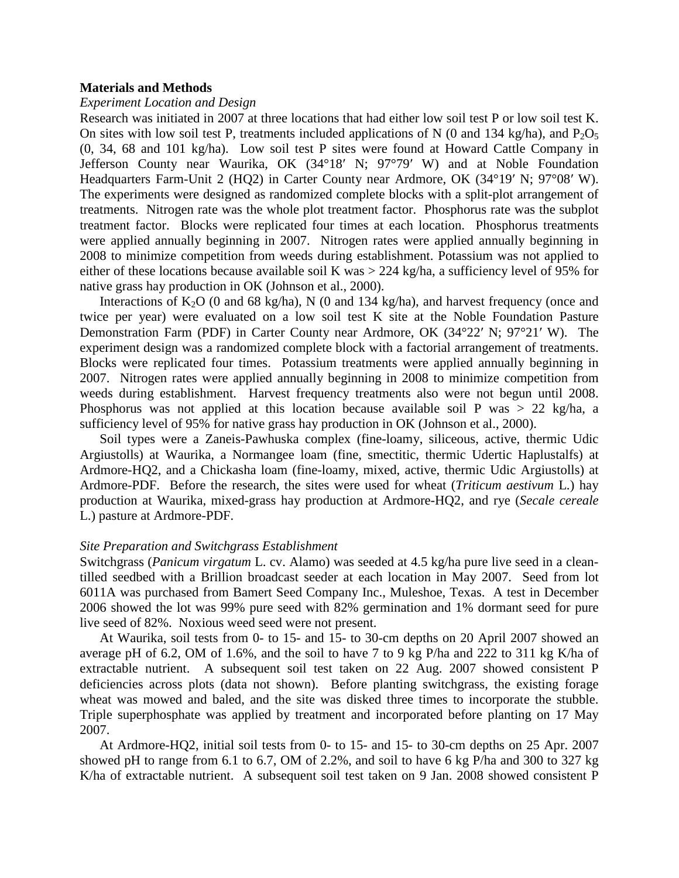**Materials and Methods**

*Experiment Location and Design*

Research was initiated in 2007 at three locations that had either low soil test P or low soil test K. On sites with low soil test P, treatments included applications of N (0 and 134 kg/ha), and $P_2O_5$ (0, 34, 68 and 101 kg/ha). Low soil test P sites were found at Howard Cattle Company in Jefferson County near Waurika, OK (34°18′ N; 97°79′ W) and at Noble Foundation Headquarters Farm-Unit 2 (HQ2) in Carter County near Ardmore, OK (34°19′ N; 97°08′ W). The experiments were designed as randomized complete blocks with a split-plot arrangement of treatments. Nitrogen rate was the whole plot treatment factor. Phosphorus rate was the subplot treatment factor. Blocks were replicated four times at each location. Phosphorus treatments were applied annually beginning in 2007. Nitrogen rates were applied annually beginning in 2008 to minimize competition from weeds during establishment. Potassium was not applied to either of these locations because available soil K was > 224 kg/ha, a sufficiency level of 95% for native grass hay production in OK (Johnson et al., 2000).

Interactions of $K_2O$ (0 and 68 kg/ha), N (0 and 134 kg/ha), and harvest frequency (once and twice per year) were evaluated on a low soil test K site at the Noble Foundation Pasture Demonstration Farm (PDF) in Carter County near Ardmore, OK (34°22′ N; 97°21′ W). The experiment design was a randomized complete block with a factorial arrangement of treatments. Blocks were replicated four times. Potassium treatments were applied annually beginning in 2007. Nitrogen rates were applied annually beginning in 2008 to minimize competition from weeds during establishment. Harvest frequency treatments also were not begun until 2008. Phosphorus was not applied at this location because available soil P was > 22 kg/ha, a sufficiency level of 95% for native grass hay production in OK (Johnson et al., 2000).

Soil types were a Zaneis-Pawhuska complex (fine-loamy, siliceous, active, thermic Udic Argiustolls) at Waurika, a Normangee loam (fine, smectitic, thermic Udertic Haplustalfs) at Ardmore-HQ2, and a Chickasha loam (fine-loamy, mixed, active, thermic Udic Argiustolls) at Ardmore-PDF. Before the research, the sites were used for wheat (*Triticum aestivum* L.) hay production at Waurika, mixed-grass hay production at Ardmore-HQ2, and rye (*Secale cereale* L.) pasture at Ardmore-PDF.

*Site Preparation and Switchgrass Establishment*

Switchgrass (*Panicum virgatum* L. cv. Alamo) was seeded at 4.5 kg/ha pure live seed in a clean-tilled seedbed with a Brillion broadcast seeder at each location in May 2007. Seed from lot 6011A was purchased from Bamert Seed Company Inc., Muleshoe, Texas. A test in December 2006 showed the lot was 99% pure seed with 82% germination and 1% dormant seed for pure live seed of 82%. Noxious weed seed were not present.

At Waurika, soil tests from 0- to 15- and 15- to 30-cm depths on 20 April 2007 showed an average pH of 6.2, OM of 1.6%, and the soil to have 7 to 9 kg P/ha and 222 to 311 kg K/ha of extractable nutrient. A subsequent soil test taken on 22 Aug. 2007 showed consistent P deficiencies across plots (data not shown). Before planting switchgrass, the existing forage wheat was mowed and baled, and the site was disked three times to incorporate the stubble. Triple superphosphate was applied by treatment and incorporated before planting on 17 May 2007.

At Ardmore-HQ2, initial soil tests from 0- to 15- and 15- to 30-cm depths on 25 Apr. 2007 showed pH to range from 6.1 to 6.7, OM of 2.2%, and soil to have 6 kg P/ha and 300 to 327 kg K/ha of extractable nutrient. A subsequent soil test taken on 9 Jan. 2008 showed consistent P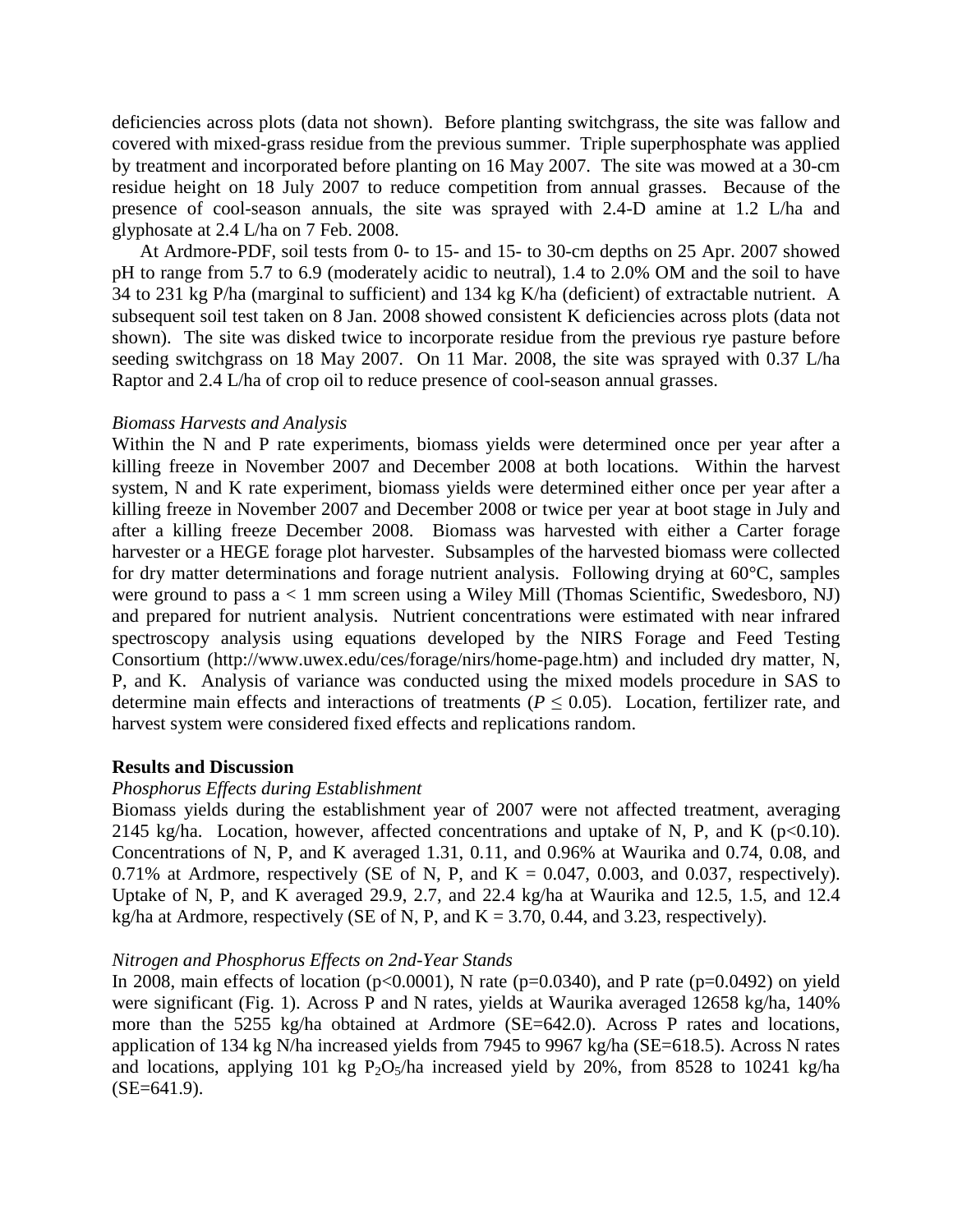deficiencies across plots (data not shown). Before planting switchgrass, the site was fallow and covered with mixed-grass residue from the previous summer. Triple superphosphate was applied by treatment and incorporated before planting on 16 May 2007. The site was mowed at a 30-cm residue height on 18 July 2007 to reduce competition from annual grasses. Because of the presence of cool-season annuals, the site was sprayed with 2.4-D amine at 1.2 L/ha and glyphosate at 2.4 L/ha on 7 Feb. 2008.

At Ardmore-PDF, soil tests from 0- to 15- and 15- to 30-cm depths on 25 Apr. 2007 showed pH to range from 5.7 to 6.9 (moderately acidic to neutral), 1.4 to 2.0% OM and the soil to have 34 to 231 kg P/ha (marginal to sufficient) and 134 kg K/ha (deficient) of extractable nutrient. A subsequent soil test taken on 8 Jan. 2008 showed consistent K deficiencies across plots (data not shown). The site was disked twice to incorporate residue from the previous rye pasture before seeding switchgrass on 18 May 2007. On 11 Mar. 2008, the site was sprayed with 0.37 L/ha Raptor and 2.4 L/ha of crop oil to reduce presence of cool-season annual grasses.

*Biomass Harvests and Analysis*

Within the N and P rate experiments, biomass yields were determined once per year after a killing freeze in November 2007 and December 2008 at both locations. Within the harvest system, N and K rate experiment, biomass yields were determined either once per year after a killing freeze in November 2007 and December 2008 or twice per year at boot stage in July and after a killing freeze December 2008. Biomass was harvested with either a Carter forage harvester or a HEGE forage plot harvester. Subsamples of the harvested biomass were collected for dry matter determinations and forage nutrient analysis. Following drying at 60°C, samples were ground to pass a < 1 mm screen using a Wiley Mill (Thomas Scientific, Swedesboro, NJ) and prepared for nutrient analysis. Nutrient concentrations were estimated with near infrared spectroscopy analysis using equations developed by the NIRS Forage and Feed Testing Consortium (http://www.uwex.edu/ces/forage/nirs/home-page.htm) and included dry matter, N, P, and K. Analysis of variance was conducted using the mixed models procedure in SAS to determine main effects and interactions of treatments ($P \leq 0.05$). Location, fertilizer rate, and harvest system were considered fixed effects and replications random.

**Results and Discussion**

*Phosphorus Effects during Establishment*

Biomass yields during the establishment year of 2007 were not affected treatment, averaging 2145 kg/ha. Location, however, affected concentrations and uptake of N, P, and K ($p<0.10$). Concentrations of N, P, and K averaged 1.31, 0.11, and 0.96% at Waurika and 0.74, 0.08, and 0.71% at Ardmore, respectively (SE of N, P, and K = 0.047, 0.003, and 0.037, respectively). Uptake of N, P, and K averaged 29.9, 2.7, and 22.4 kg/ha at Waurika and 12.5, 1.5, and 12.4 kg/ha at Ardmore, respectively (SE of N, P, and K = 3.70, 0.44, and 3.23, respectively).

*Nitrogen and Phosphorus Effects on 2nd-Year Stands*

In 2008, main effects of location ($p<0.0001$), N rate ($p=0.0340$), and P rate ($p=0.0492$) on yield were significant (Fig. 1). Across P and N rates, yields at Waurika averaged 12658 kg/ha, 140% more than the 5255 kg/ha obtained at Ardmore (SE=642.0). Across P rates and locations, application of 134 kg N/ha increased yields from 7945 to 9967 kg/ha (SE=618.5). Across N rates and locations, applying 101 kg $P_2O_5$/ha increased yield by 20%, from 8528 to 10241 kg/ha (SE=641.9).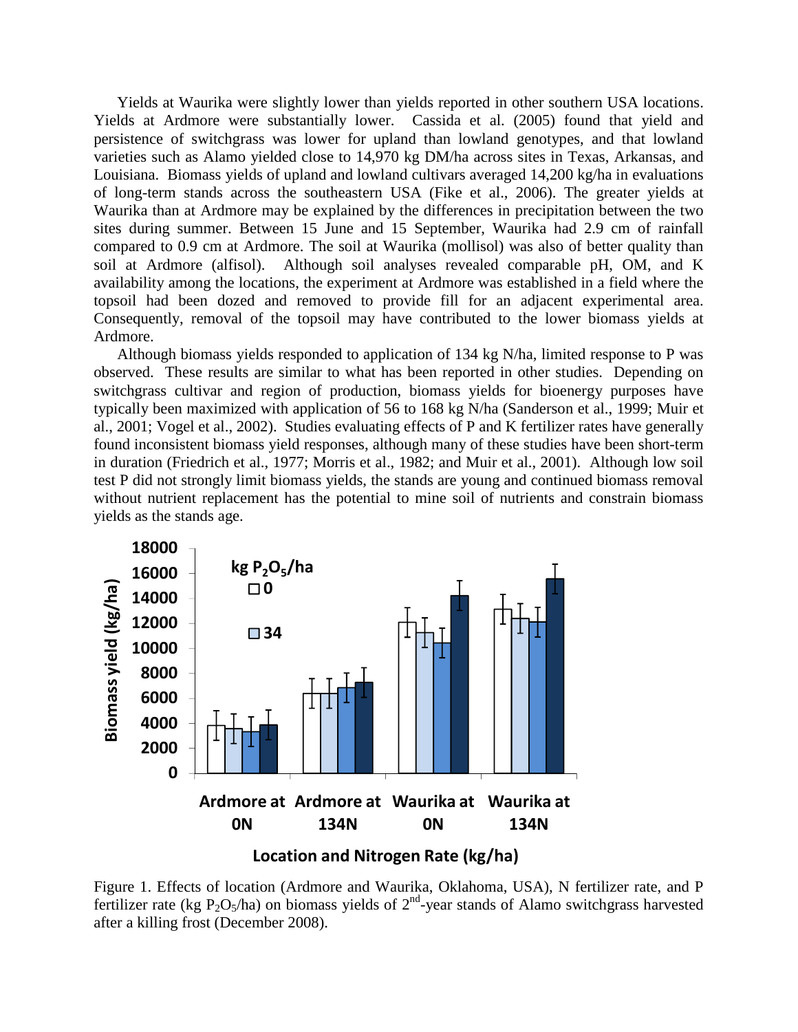Yields at Waurika were slightly lower than yields reported in other southern USA locations. Yields at Ardmore were substantially lower. Cassida et al. (2005) found that yield and persistence of switchgrass was lower for upland than lowland genotypes, and that lowland varieties such as Alamo yielded close to 14,970 kg DM/ha across sites in Texas, Arkansas, and Louisiana. Biomass yields of upland and lowland cultivars averaged 14,200 kg/ha in evaluations of long-term stands across the southeastern USA (Fike et al., 2006). The greater yields at Waurika than at Ardmore may be explained by the differences in precipitation between the two sites during summer. Between 15 June and 15 September, Waurika had 2.9 cm of rainfall compared to 0.9 cm at Ardmore. The soil at Waurika (mollisol) was also of better quality than soil at Ardmore (alfisol). Although soil analyses revealed comparable pH, OM, and K availability among the locations, the experiment at Ardmore was established in a field where the topsoil had been dozed and removed to provide fill for an adjacent experimental area. Consequently, removal of the topsoil may have contributed to the lower biomass yields at Ardmore.

Although biomass yields responded to application of 134 kg N/ha, limited response to P was observed. These results are similar to what has been reported in other studies. Depending on switchgrass cultivar and region of production, biomass yields for bioenergy purposes have typically been maximized with application of 56 to 168 kg N/ha (Sanderson et al., 1999; Muir et al., 2001; Vogel et al., 2002). Studies evaluating effects of P and K fertilizer rates have generally found inconsistent biomass yield responses, although many of these studies have been short-term in duration (Friedrich et al., 1977; Morris et al., 1982; and Muir et al., 2001). Although low soil test P did not strongly limit biomass yields, the stands are young and continued biomass removal without nutrient replacement has the potential to mine soil of nutrients and constrain biomass yields as the stands age.

Figure 1. Effects of location (Ardmore and Waurika, Oklahoma, USA), N fertilizer rate, and P fertilizer rate (kg $P_2O_5$/ha) on biomass yields of 2[nd]-year stands of Alamo switchgrass harvested after a killing frost (December 2008).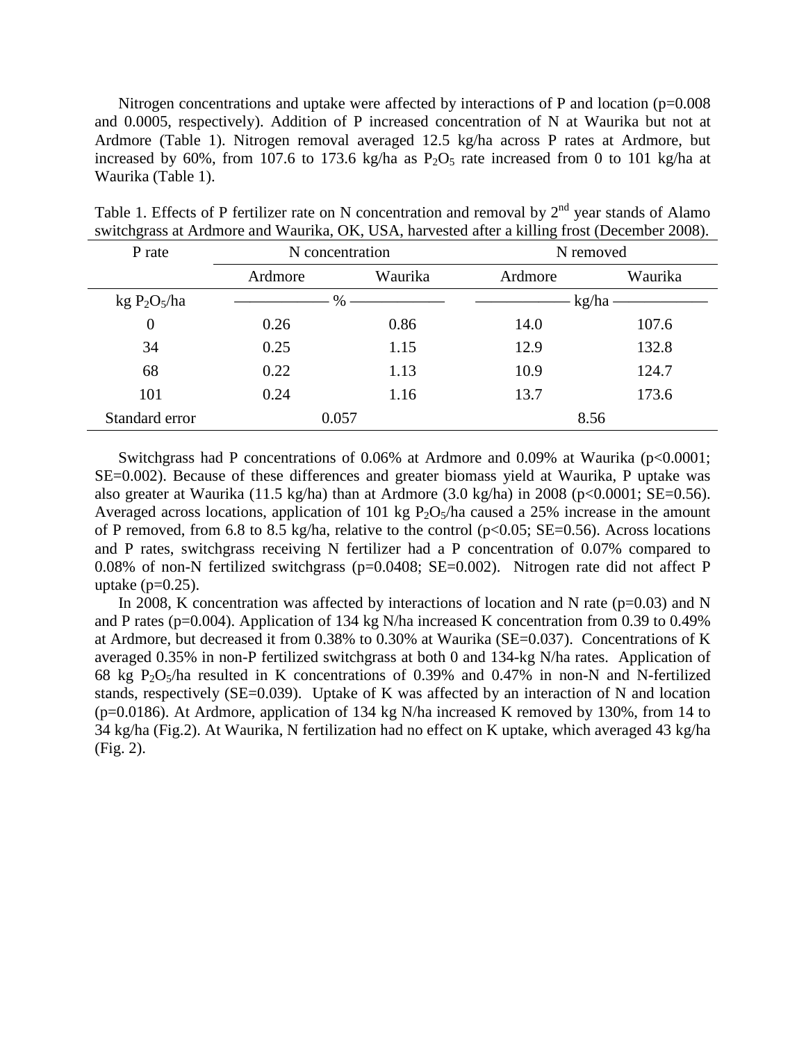Nitrogen concentrations and uptake were affected by interactions of P and location ($p=0.008$ and $0.0005$, respectively). Addition of P increased concentration of N at Waurika but not at Ardmore (Table 1). Nitrogen removal averaged 12.5 kg/ha across P rates at Ardmore, but increased by 60%, from 107.6 to 173.6 kg/ha as $P_2O_5$ rate increased from 0 to 101 kg/ha at Waurika (Table 1).

Table 1. Effects of P fertilizer rate on N concentration and removal by 2nd year stands of Alamo switchgrass at Ardmore and Waurika, OK, USA, harvested after a killing frost (December 2008).

| P rate | N concentration | | N removed | |
|---|---|---|---|---|
| | Ardmore | Waurika | Ardmore | Waurika |
| kg $P_2O_5$/ha | % | | kg/ha | |
| 0 | 0.26 | 0.86 | 14.0 | 107.6 |
| 34 | 0.25 | 1.15 | 12.9 | 132.8 |
| 68 | 0.22 | 1.13 | 10.9 | 124.7 |
| 101 | 0.24 | 1.16 | 13.7 | 173.6 |
| Standard error | 0.057 | | 8.56 | |

Switchgrass had P concentrations of 0.06% at Ardmore and 0.09% at Waurika ($p<0.0001$; SE=0.002). Because of these differences and greater biomass yield at Waurika, P uptake was also greater at Waurika (11.5 kg/ha) than at Ardmore (3.0 kg/ha) in 2008 ($p<0.0001$; SE=0.56). Averaged across locations, application of 101 kg $P_2O_5$/ha caused a 25% increase in the amount of P removed, from 6.8 to 8.5 kg/ha, relative to the control ($p<0.05$; SE=0.56). Across locations and P rates, switchgrass receiving N fertilizer had a P concentration of 0.07% compared to 0.08% of non-N fertilized switchgrass ($p=0.0408$; SE=0.002). Nitrogen rate did not affect P uptake ($p=0.25$).

In 2008, K concentration was affected by interactions of location and N rate ($p=0.03$) and N and P rates ($p=0.004$). Application of 134 kg N/ha increased K concentration from 0.39 to 0.49% at Ardmore, but decreased it from 0.38% to 0.30% at Waurika (SE=0.037). Concentrations of K averaged 0.35% in non-P fertilized switchgrass at both 0 and 134-kg N/ha rates. Application of 68 kg $P_2O_5$/ha resulted in K concentrations of 0.39% and 0.47% in non-N and N-fertilized stands, respectively (SE=0.039). Uptake of K was affected by an interaction of N and location ($p=0.0186$). At Ardmore, application of 134 kg N/ha increased K removed by 130%, from 14 to 34 kg/ha (Fig.2). At Waurika, N fertilization had no effect on K uptake, which averaged 43 kg/ha (Fig. 2).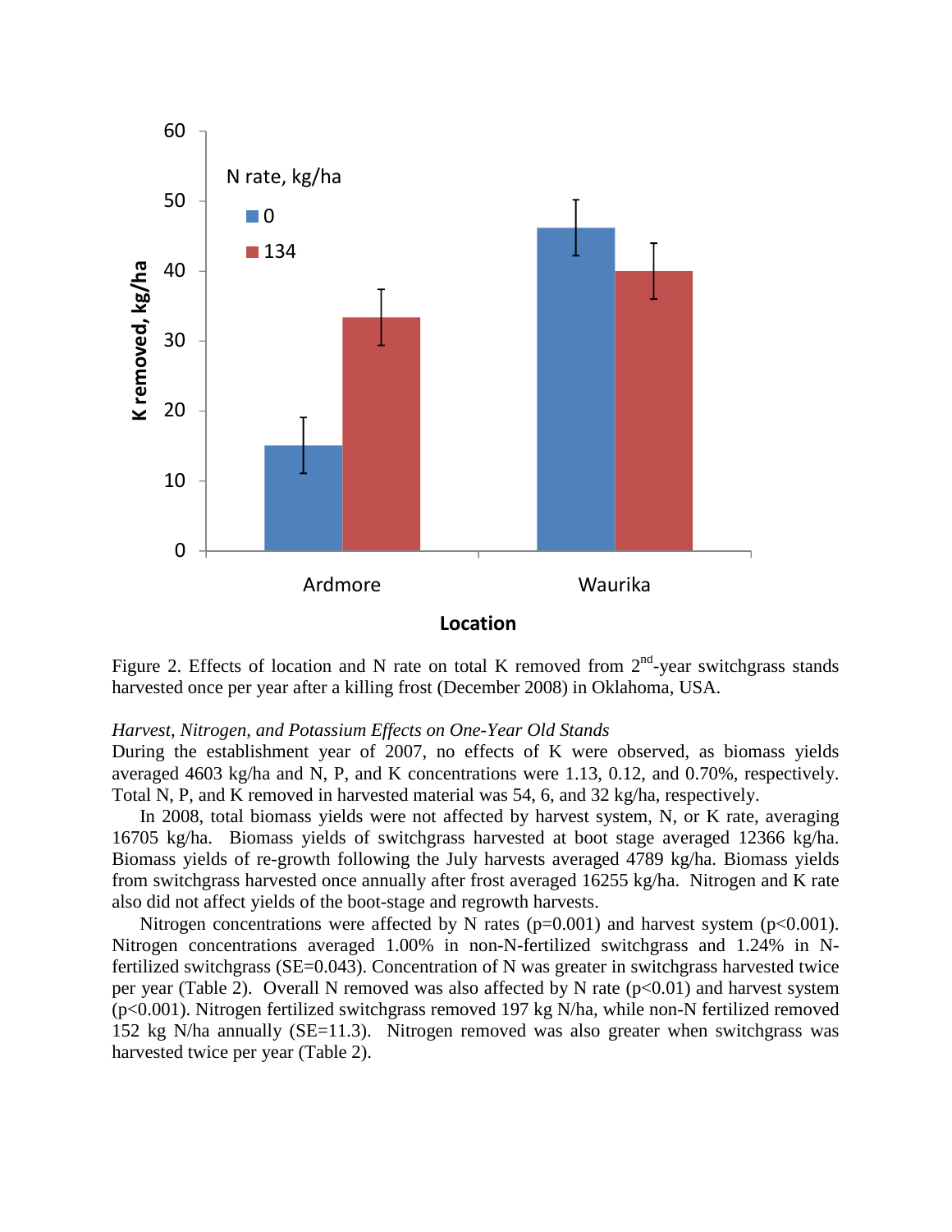Figure 2. Effects of location and N rate on total K removed from 2[nd]-year switchgrass stands harvested once per year after a killing frost (December 2008) in Oklahoma, USA.

*Harvest, Nitrogen, and Potassium Effects on One-Year Old Stands*

During the establishment year of 2007, no effects of K were observed, as biomass yields averaged 4603 kg/ha and N, P, and K concentrations were 1.13, 0.12, and 0.70%, respectively. Total N, P, and K removed in harvested material was 54, 6, and 32 kg/ha, respectively.

In 2008, total biomass yields were not affected by harvest system, N, or K rate, averaging 16705 kg/ha. Biomass yields of switchgrass harvested at boot stage averaged 12366 kg/ha. Biomass yields of re-growth following the July harvests averaged 4789 kg/ha. Biomass yields from switchgrass harvested once annually after frost averaged 16255 kg/ha. Nitrogen and K rate also did not affect yields of the boot-stage and regrowth harvests.

Nitrogen concentrations were affected by N rates ($p=0.001$) and harvest system ($p<0.001$). Nitrogen concentrations averaged 1.00% in non-N-fertilized switchgrass and 1.24% in N-fertilized switchgrass (SE=0.043). Concentration of N was greater in switchgrass harvested twice per year (Table 2). Overall N removed was also affected by N rate ($p<0.01$) and harvest system ($p<0.001$). Nitrogen fertilized switchgrass removed 197 kg N/ha, while non-N fertilized removed 152 kg N/ha annually (SE=11.3). Nitrogen removed was also greater when switchgrass was harvested twice per year (Table 2).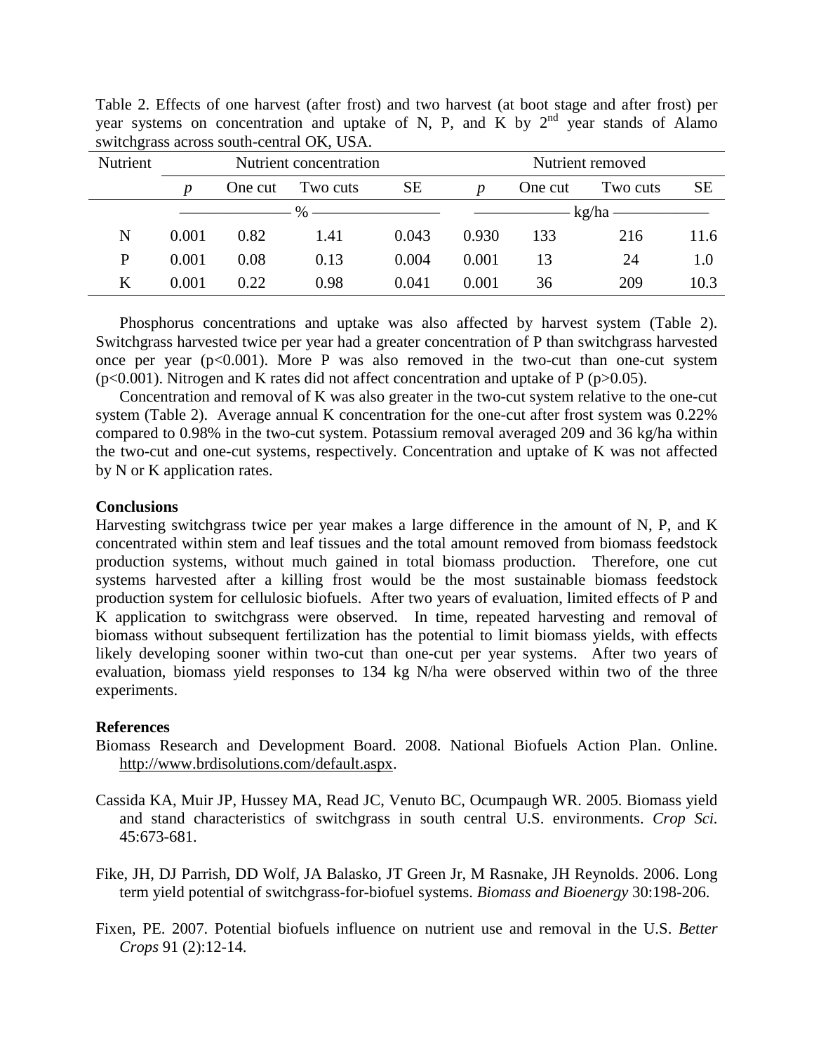Table 2. Effects of one harvest (after frost) and two harvest (at boot stage and after frost) per year systems on concentration and uptake of N, P, and K by 2nd year stands of Alamo switchgrass across south-central OK, USA.

| Nutrient | Nutrient concentration | | | | Nutrient removed | | | |
|---|---|---|---|---|---|---|---|---|
| | *p* | One cut | Two cuts | SE | *p* | One cut | Two cuts | SE |
| | % | | | | kg/ha | | | |
| N | 0.001 | 0.82 | 1.41 | 0.043 | 0.930 | 133 | 216 | 11.6 |
| P | 0.001 | 0.08 | 0.13 | 0.004 | 0.001 | 13 | 24 | 1.0 |
| K | 0.001 | 0.22 | 0.98 | 0.041 | 0.001 | 36 | 209 | 10.3 |

Phosphorus concentrations and uptake was also affected by harvest system (Table 2). Switchgrass harvested twice per year had a greater concentration of P than switchgrass harvested once per year ($p<0.001$). More P was also removed in the two-cut than one-cut system ($p<0.001$). Nitrogen and K rates did not affect concentration and uptake of P ($p>0.05$).

Concentration and removal of K was also greater in the two-cut system relative to the one-cut system (Table 2). Average annual K concentration for the one-cut after frost system was 0.22% compared to 0.98% in the two-cut system. Potassium removal averaged 209 and 36 kg/ha within the two-cut and one-cut systems, respectively. Concentration and uptake of K was not affected by N or K application rates.

**Conclusions**

Harvesting switchgrass twice per year makes a large difference in the amount of N, P, and K concentrated within stem and leaf tissues and the total amount removed from biomass feedstock production systems, without much gained in total biomass production. Therefore, one cut systems harvested after a killing frost would be the most sustainable biomass feedstock production system for cellulosic biofuels. After two years of evaluation, limited effects of P and K application to switchgrass were observed. In time, repeated harvesting and removal of biomass without subsequent fertilization has the potential to limit biomass yields, with effects likely developing sooner within two-cut than one-cut per year systems. After two years of evaluation, biomass yield responses to 134 kg N/ha were observed within two of the three experiments.

**References**

Biomass Research and Development Board. 2008. National Biofuels Action Plan. Online. http://www.brdisolutions.com/default.aspx.

Cassida KA, Muir JP, Hussey MA, Read JC, Venuto BC, Ocumpaugh WR. 2005. Biomass yield and stand characteristics of switchgrass in south central U.S. environments. *Crop Sci.* 45:673-681.

Fike, JH, DJ Parrish, DD Wolf, JA Balasko, JT Green Jr, M Rasnake, JH Reynolds. 2006. Long term yield potential of switchgrass-for-biofuel systems. *Biomass and Bioenergy* 30:198-206.

Fixen, PE. 2007. Potential biofuels influence on nutrient use and removal in the U.S. *Better Crops* 91 (2):12-14.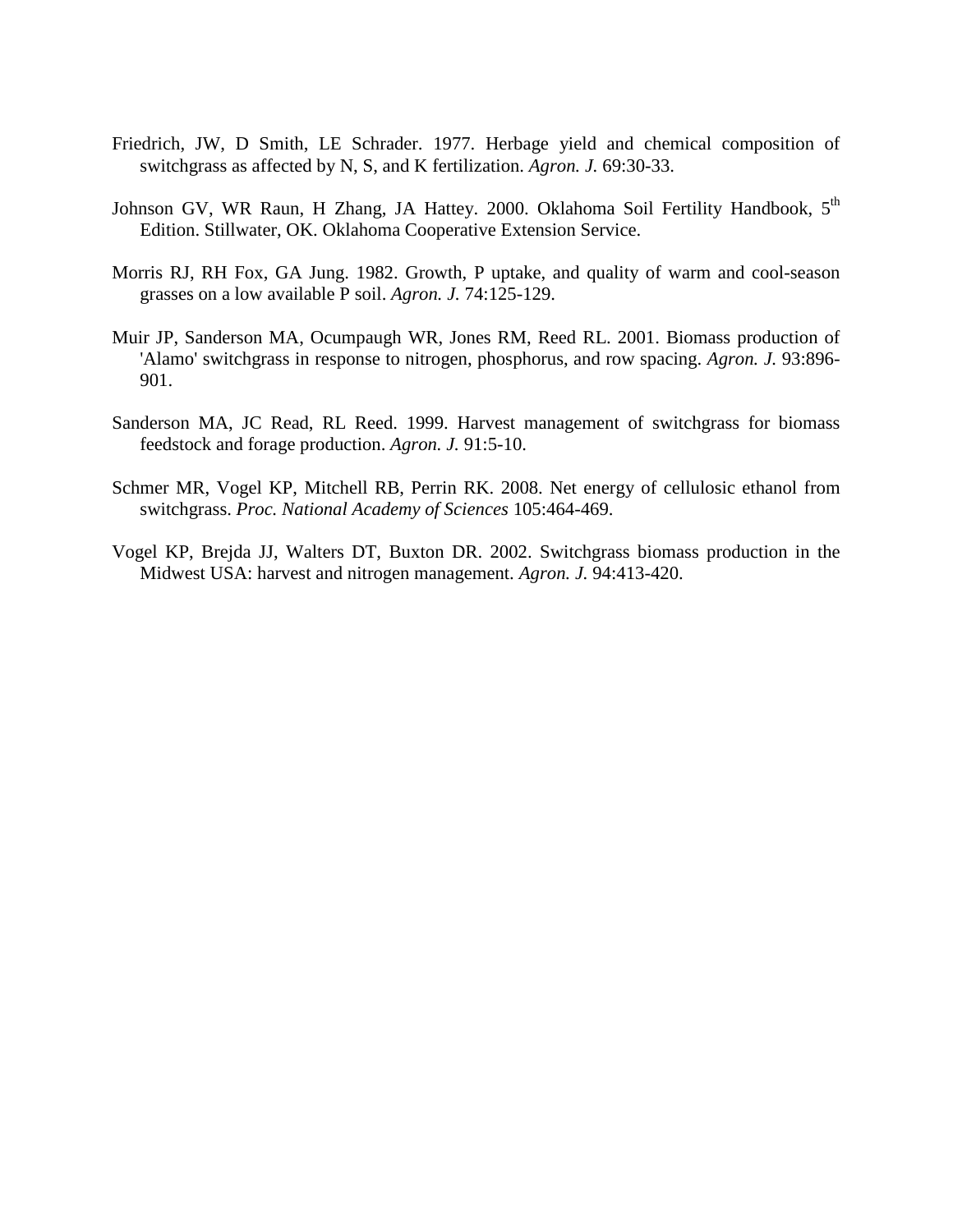Friedrich, JW, D Smith, LE Schrader. 1977. Herbage yield and chemical composition of switchgrass as affected by N, S, and K fertilization. *Agron. J.* 69:30-33.

Johnson GV, WR Raun, H Zhang, JA Hattey. 2000. Oklahoma Soil Fertility Handbook, 5th Edition. Stillwater, OK. Oklahoma Cooperative Extension Service.

Morris RJ, RH Fox, GA Jung. 1982. Growth, P uptake, and quality of warm and cool-season grasses on a low available P soil. *Agron. J.* 74:125-129.

Muir JP, Sanderson MA, Ocumpaugh WR, Jones RM, Reed RL. 2001. Biomass production of 'Alamo' switchgrass in response to nitrogen, phosphorus, and row spacing. *Agron. J.* 93:896-901.

Sanderson MA, JC Read, RL Reed. 1999. Harvest management of switchgrass for biomass feedstock and forage production. *Agron. J.* 91:5-10.

Schmer MR, Vogel KP, Mitchell RB, Perrin RK. 2008. Net energy of cellulosic ethanol from switchgrass. *Proc. National Academy of Sciences* 105:464-469.

Vogel KP, Brejda JJ, Walters DT, Buxton DR. 2002. Switchgrass biomass production in the Midwest USA: harvest and nitrogen management. *Agron. J.* 94:413-420.